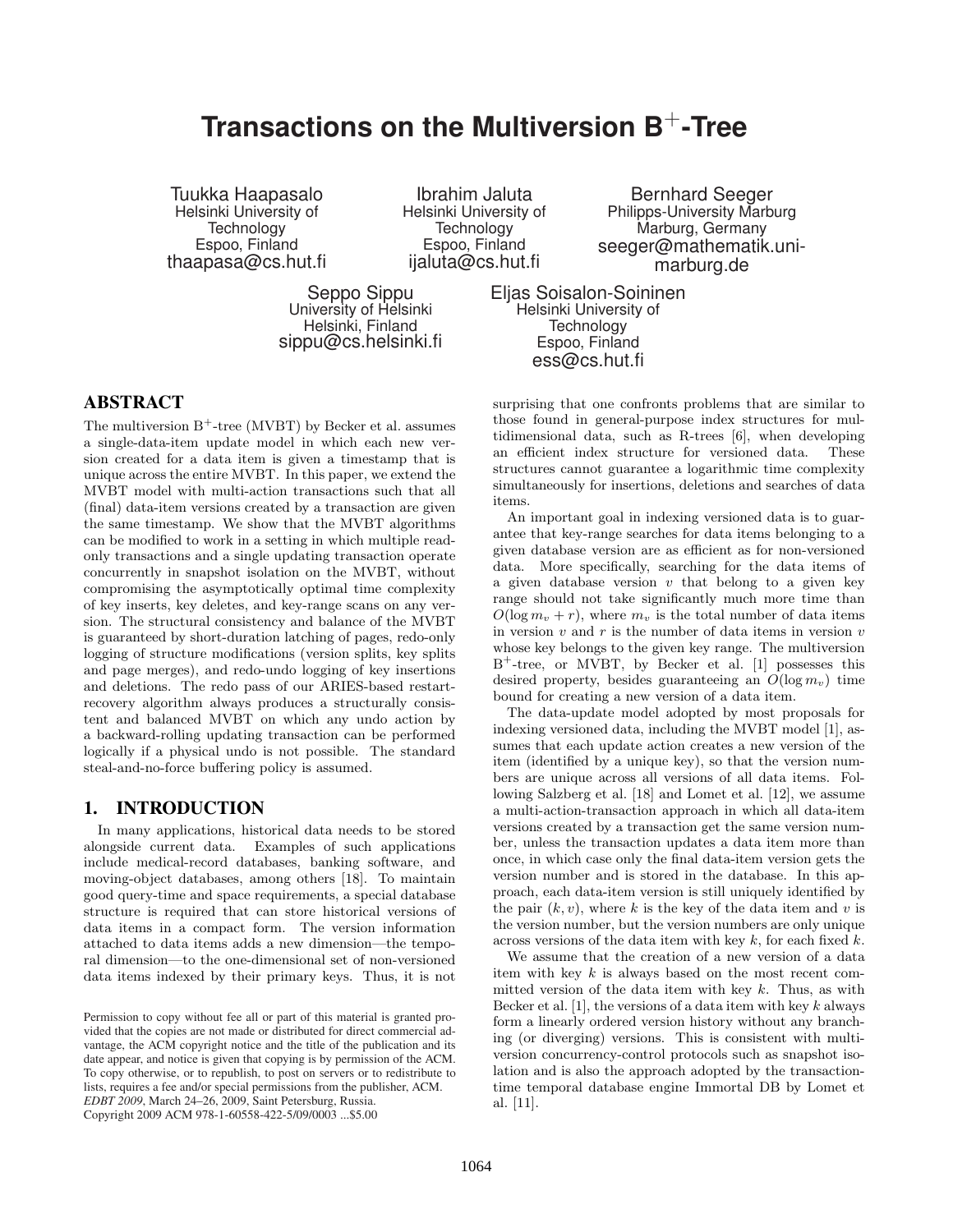# Transactions on the Multiversion B$^+$-Tree

Tuukka Haapasalo
Helsinki University of Technology
Espoo, Finland
thaapasa@cs.hut.fi

Ibrahim Jaluta
Helsinki University of Technology
Espoo, Finland
ijaluta@cs.hut.fi

Bernhard Seeger
Philipps-University Marburg
Marburg, Germany
seeger@mathematik.uni-marburg.de

Seppo Sippu
University of Helsinki
Helsinki, Finland
sippu@cs.helsinki.fi

Eljas Soisalon-Soininen
Helsinki University of Technology
Espoo, Finland
ess@cs.hut.fi

## ABSTRACT

The multiversion B$^+$-tree (MVBT) by Becker et al. assumes a single-data-item update model in which each new version created for a data item is given a timestamp that is unique across the entire MVBT. In this paper, we extend the MVBT model with multi-action transactions such that all (final) data-item versions created by a transaction are given the same timestamp. We show that the MVBT algorithms can be modified to work in a setting in which multiple read-only transactions and a single updating transaction operate concurrently in snapshot isolation on the MVBT, without compromising the asymptotically optimal time complexity of key inserts, key deletes, and key-range scans on any version. The structural consistency and balance of the MVBT is guaranteed by short-duration latching of pages, redo-only logging of structure modifications (version splits, key splits and page merges), and redo-undo logging of key insertions and deletions. The redo pass of our ARIES-based restart-recovery algorithm always produces a structurally consistent and balanced MVBT on which any undo action by a backward-rolling updating transaction can be performed logically if a physical undo is not possible. The standard steal-and-no-force buffering policy is assumed.

## 1. INTRODUCTION

In many applications, historical data needs to be stored alongside current data. Examples of such applications include medical-record databases, banking software, and moving-object databases, among others [18]. To maintain good query-time and space requirements, a special database structure is required that can store historical versions of data items in a compact form. The version information attached to data items adds a new dimension—the temporal dimension—to the one-dimensional set of non-versioned data items indexed by their primary keys. Thus, it is not surprising that one confronts problems that are similar to those found in general-purpose index structures for multidimensional data, such as R-trees [6], when developing an efficient index structure for versioned data. These structures cannot guarantee a logarithmic time complexity simultaneously for insertions, deletions and searches of data items.

An important goal in indexing versioned data is to guarantee that key-range searches for data items belonging to a given database version are as efficient as for non-versioned data. More specifically, searching for the data items of a given database version $v$ that belong to a given key range should not take significantly much more time than $O(\log m_v + r)$, where $m_v$ is the total number of data items in version $v$ and $r$ is the number of data items in version $v$ whose key belongs to the given key range. The multiversion B$^+$-tree, or MVBT, by Becker et al. [1] possesses this desired property, besides guaranteeing an $O(\log m_v)$ time bound for creating a new version of a data item.

The data-update model adopted by most proposals for indexing versioned data, including the MVBT model [1], assumes that each update action creates a new version of the item (identified by a unique key), so that the version numbers are unique across all versions of all data items. Following Salzberg et al. [18] and Lomet et al. [12], we assume a multi-action-transaction approach in which all data-item versions created by a transaction get the same version number, unless the transaction updates a data item more than once, in which case only the final data-item version gets the version number and is stored in the database. In this approach, each data-item version is still uniquely identified by the pair $(k, v)$, where $k$ is the key of the data item and $v$ is the version number, but the version numbers are only unique across versions of the data item with key $k$, for each fixed $k$.

We assume that the creation of a new version of a data item with key $k$ is always based on the most recent committed version of the data item with key $k$. Thus, as with Becker et al. [1], the versions of a data item with key $k$ always form a linearly ordered version history without any branching (or diverging) versions. This is consistent with multiversion concurrency-control protocols such as snapshot isolation and is also the approach adopted by the transaction-time temporal database engine Immortal DB by Lomet et al. [11].

Permission to copy without fee all or part of this material is granted provided that the copies are not made or distributed for direct commercial advantage, the ACM copyright notice and the title of the publication and its date appear, and notice is given that copying is by permission of the ACM. To copy otherwise, or to republish, to post on servers or to redistribute to lists, requires a fee and/or special permissions from the publisher, ACM.
*EDBT 2009*, March 24–26, 2009, Saint Petersburg, Russia.
Copyright 2009 ACM 978-1-60558-422-5/09/0003 ...$5.00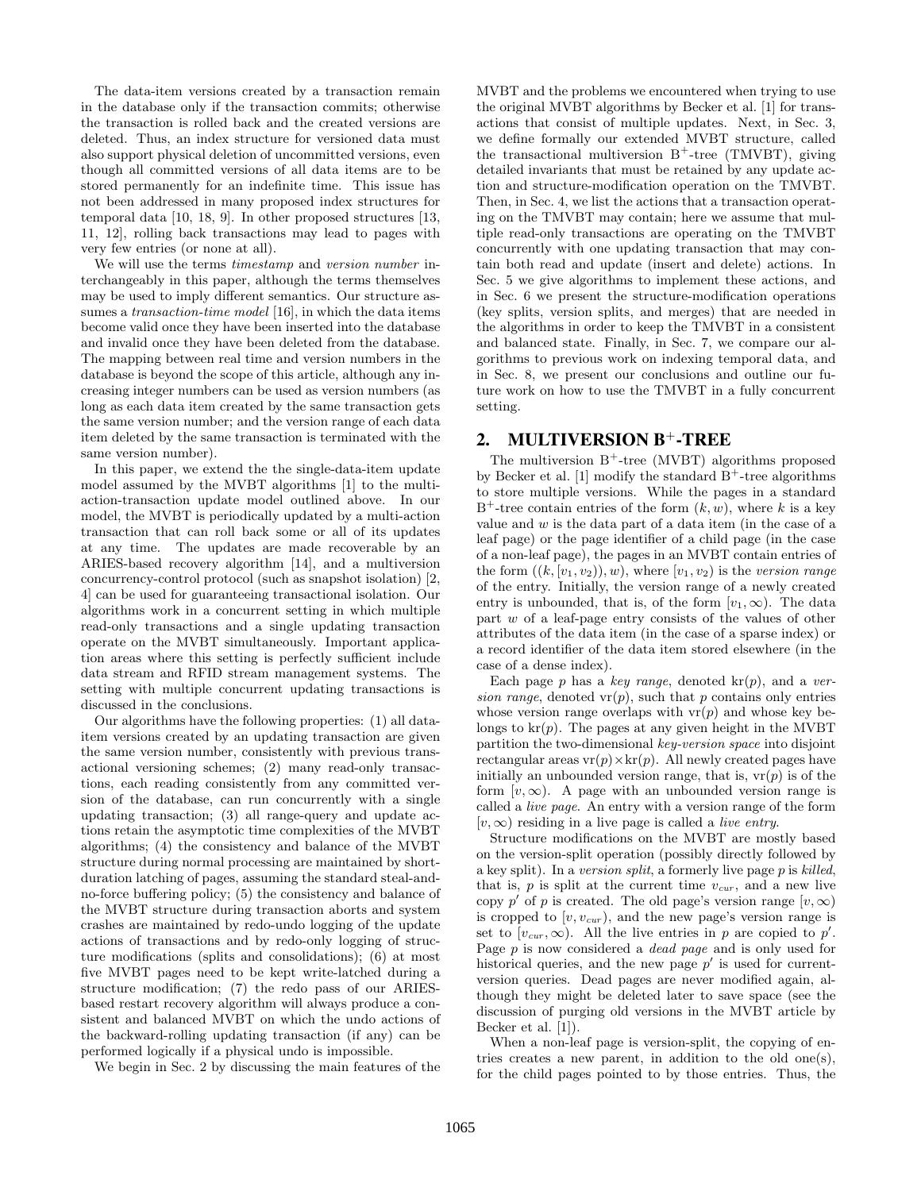The data-item versions created by a transaction remain in the database only if the transaction commits; otherwise the transaction is rolled back and the created versions are deleted. Thus, an index structure for versioned data must also support physical deletion of uncommitted versions, even though all committed versions of all data items are to be stored permanently for an indefinite time. This issue has not been addressed in many proposed index structures for temporal data [10, 18, 9]. In other proposed structures [13, 11, 12], rolling back transactions may lead to pages with very few entries (or none at all).

We will use the terms *timestamp* and *version number* interchangeably in this paper, although the terms themselves may be used to imply different semantics. Our structure assumes a *transaction-time model* [16], in which the data items become valid once they have been inserted into the database and invalid once they have been deleted from the database. The mapping between real time and version numbers in the database is beyond the scope of this article, although any increasing integer numbers can be used as version numbers (as long as each data item created by the same transaction gets the same version number; and the version range of each data item deleted by the same transaction is terminated with the same version number).

In this paper, we extend the the single-data-item update model assumed by the MVBT algorithms [1] to the multi-action-transaction update model outlined above. In our model, the MVBT is periodically updated by a multi-action transaction that can roll back some or all of its updates at any time. The updates are made recoverable by an ARIES-based recovery algorithm [14], and a multiversion concurrency-control protocol (such as snapshot isolation) [2, 4] can be used for guaranteeing transactional isolation. Our algorithms work in a concurrent setting in which multiple read-only transactions and a single updating transaction operate on the MVBT simultaneously. Important application areas where this setting is perfectly sufficient include data stream and RFID stream management systems. The setting with multiple concurrent updating transactions is discussed in the conclusions.

Our algorithms have the following properties: (1) all data-item versions created by an updating transaction are given the same version number, consistently with previous transactional versioning schemes; (2) many read-only transactions, each reading consistently from any committed version of the database, can run concurrently with a single updating transaction; (3) all range-query and update actions retain the asymptotic time complexities of the MVBT algorithms; (4) the consistency and balance of the MVBT structure during normal processing are maintained by short-duration latching of pages, assuming the standard steal-and-no-force buffering policy; (5) the consistency and balance of the MVBT structure during transaction aborts and system crashes are maintained by redo-undo logging of the update actions of transactions and by redo-only logging of structure modifications (splits and consolidations); (6) at most five MVBT pages need to be kept write-latched during a structure modification; (7) the redo pass of our ARIES-based restart recovery algorithm will always produce a consistent and balanced MVBT on which the undo actions of the backward-rolling updating transaction (if any) can be performed logically if a physical undo is impossible.

We begin in Sec. 2 by discussing the main features of the MVBT and the problems we encountered when trying to use the original MVBT algorithms by Becker et al. [1] for transactions that consist of multiple updates. Next, in Sec. 3, we define formally our extended MVBT structure, called the transactional multiversion B$^+$-tree (TMVBT), giving detailed invariants that must be retained by any update action and structure-modification operation on the TMVBT. Then, in Sec. 4, we list the actions that a transaction operating on the TMVBT may contain; here we assume that multiple read-only transactions are operating on the TMVBT concurrently with one updating transaction that may contain both read and update (insert and delete) actions. In Sec. 5 we give algorithms to implement these actions, and in Sec. 6 we present the structure-modification operations (key splits, version splits, and merges) that are needed in the algorithms in order to keep the TMVBT in a consistent and balanced state. Finally, in Sec. 7, we compare our algorithms to previous work on indexing temporal data, and in Sec. 8, we present our conclusions and outline our future work on how to use the TMVBT in a fully concurrent setting.

## 2. MULTIVERSION B$^+$-TREE

The multiversion B$^+$-tree (MVBT) algorithms proposed by Becker et al. [1] modify the standard B$^+$-tree algorithms to store multiple versions. While the pages in a standard B$^+$-tree contain entries of the form $(k, w)$, where $k$ is a key value and $w$ is the data part of a data item (in the case of a leaf page) or the page identifier of a child page (in the case of a non-leaf page), the pages in an MVBT contain entries of the form $((k, [v_1, v_2)), w)$, where $[v_1, v_2)$ is the *version range* of the entry. Initially, the version range of a newly created entry is unbounded, that is, of the form $[v_1, \infty)$. The data part $w$ of a leaf-page entry consists of the values of other attributes of the data item (in the case of a sparse index) or a record identifier of the data item stored elsewhere (in the case of a dense index).

Each page $p$ has a *key range*, denoted $\text{kr}(p)$, and a *version range*, denoted $\text{vr}(p)$, such that $p$ contains only entries whose version range overlaps with $\text{vr}(p)$ and whose key belongs to $\text{kr}(p)$. The pages at any given height in the MVBT partition the two-dimensional *key-version space* into disjoint rectangular areas $\text{vr}(p) \times \text{kr}(p)$. All newly created pages have initially an unbounded version range, that is, $\text{vr}(p)$ is of the form $[v, \infty)$. A page with an unbounded version range is called a *live page*. An entry with a version range of the form $[v, \infty)$ residing in a live page is called a *live entry*.

Structure modifications on the MVBT are mostly based on the version-split operation (possibly directly followed by a key split). In a *version split*, a formerly live page $p$ is *killed*, that is, $p$ is split at the current time $v_{cur}$, and a new live copy $p'$ of $p$ is created. The old page's version range $[v, \infty)$ is cropped to $[v, v_{cur})$, and the new page's version range is set to $[v_{cur}, \infty)$. All the live entries in $p$ are copied to $p'$. Page $p$ is now considered a *dead page* and is only used for historical queries, and the new page $p'$ is used for current-version queries. Dead pages are never modified again, although they might be deleted later to save space (see the discussion of purging old versions in the MVBT article by Becker et al. [1]).

When a non-leaf page is version-split, the copying of entries creates a new parent, in addition to the old one(s), for the child pages pointed to by those entries. Thus, the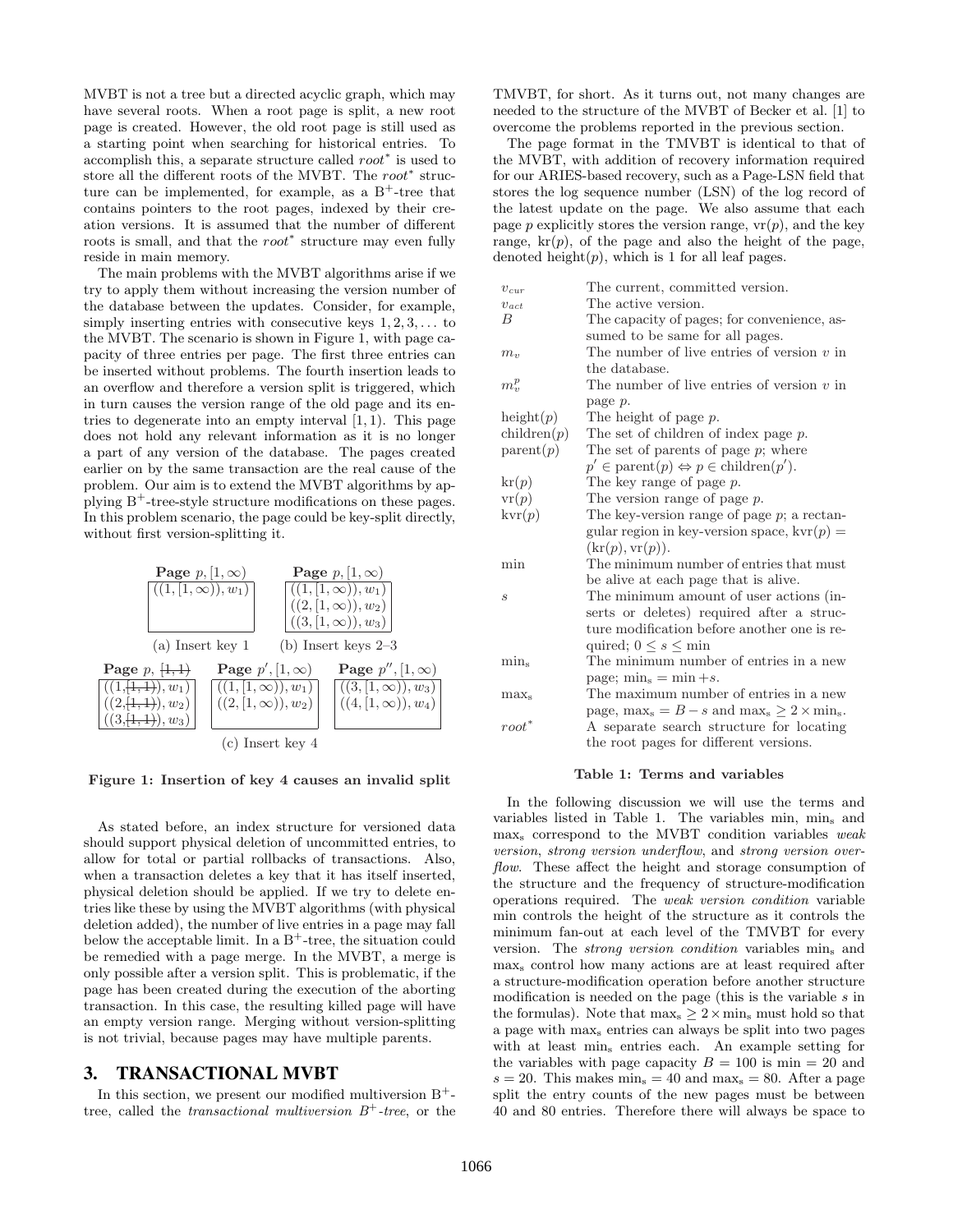MVBT is not a tree but a directed acyclic graph, which may have several roots. When a root page is split, a new root page is created. However, the old root page is still used as a starting point when searching for historical entries. To accomplish this, a separate structure called $root^*$ is used to store all the different roots of the MVBT. The $root^*$ structure can be implemented, for example, as a B$^+$-tree that contains pointers to the root pages, indexed by their creation versions. It is assumed that the number of different roots is small, and that the $root^*$ structure may even fully reside in main memory.

The main problems with the MVBT algorithms arise if we try to apply them without increasing the version number of the database between the updates. Consider, for example, simply inserting entries with consecutive keys $1, 2, 3, \ldots$ to the MVBT. The scenario is shown in Figure 1, with page capacity of three entries per page. The first three entries can be inserted without problems. The fourth insertion leads to an overflow and therefore a version split is triggered, which in turn causes the version range of the old page and its entries to degenerate into an empty interval $[1, 1)$. This page does not hold any relevant information as it is no longer a part of any version of the database. The pages created earlier on by the same transaction are the real cause of the problem. Our aim is to extend the MVBT algorithms by applying B$^+$-tree-style structure modifications on these pages. In this problem scenario, the page could be key-split directly, without first version-splitting it.

**Page** $p, [1, \infty)$

$((1, [1, \infty)), w_1)$

(a) Insert key 1

**Page** $p, [1, \infty)$

$((1, [1, \infty)), w_1)$
$((2, [1, \infty)), w_2)$
$((3, [1, \infty)), w_3)$

(b) Insert keys 2–3

**Page** $p$, ~~$[1, 1)$~~

$((1,$ ~~$[1, 1)$~~$), w_1)$
$((2,$ ~~$[1, 1)$~~$), w_2)$
$((3,$ ~~$[1, 1)$~~$), w_3)$

**Page** $p', [1, \infty)$

$((1, [1, \infty)), w_1)$
$((2, [1, \infty)), w_2)$

**Page** $p'', [1, \infty)$

$((3, [1, \infty)), w_3)$
$((4, [1, \infty)), w_4)$

(c) Insert key 4

**Figure 1: Insertion of key 4 causes an invalid split**

As stated before, an index structure for versioned data should support physical deletion of uncommitted entries, to allow for total or partial rollbacks of transactions. Also, when a transaction deletes a key that it has itself inserted, physical deletion should be applied. If we try to delete entries like these by using the MVBT algorithms (with physical deletion added), the number of live entries in a page may fall below the acceptable limit. In a B$^+$-tree, the situation could be remedied with a page merge. In the MVBT, a merge is only possible after a version split. This is problematic, if the page has been created during the execution of the aborting transaction. In this case, the resulting killed page will have an empty version range. Merging without version-splitting is not trivial, because pages may have multiple parents.

## 3. TRANSACTIONAL MVBT

In this section, we present our modified multiversion B$^+$-tree, called the *transactional multiversion B$^+$-tree*, or the TMVBT, for short. As it turns out, not many changes are needed to the structure of the MVBT of Becker et al. [1] to overcome the problems reported in the previous section.

The page format in the TMVBT is identical to that of the MVBT, with addition of recovery information required for our ARIES-based recovery, such as a Page-LSN field that stores the log sequence number (LSN) of the log record of the latest update on the page. We also assume that each page $p$ explicitly stores the version range, $\mathrm{vr}(p)$, and the key range, $\mathrm{kr}(p)$, of the page and also the height of the page, denoted $\mathrm{height}(p)$, which is 1 for all leaf pages.

| | |
|---|---|
| $v_{cur}$ | The current, committed version. |
| $v_{act}$ | The active version. |
| $B$ | The capacity of pages; for convenience, assumed to be same for all pages. |
| $m_v$ | The number of live entries of version $v$ in the database. |
| $m_v^p$ | The number of live entries of version $v$ in page $p$. |
| $\mathrm{height}(p)$ | The height of page $p$. |
| $\mathrm{children}(p)$ | The set of children of index page $p$. |
| $\mathrm{parent}(p)$ | The set of parents of page $p$; where $p' \in \mathrm{parent}(p) \Leftrightarrow p \in \mathrm{children}(p')$. |
| $\mathrm{kr}(p)$ | The key range of page $p$. |
| $\mathrm{vr}(p)$ | The version range of page $p$. |
| $\mathrm{kvr}(p)$ | The key-version range of page $p$; a rectangular region in key-version space, $\mathrm{kvr}(p) = (\mathrm{kr}(p), \mathrm{vr}(p))$. |
| min | The minimum number of entries that must be alive at each page that is alive. |
| $s$ | The minimum amount of user actions (inserts or deletes) required after a structure modification before another one is required; $0 \le s \le \min$ |
| $\min_s$ | The minimum number of entries in a new page; $\min_s = \min + s$. |
| $\max_s$ | The maximum number of entries in a new page, $\max_s = B - s$ and $\max_s \ge 2 \times \min_s$. |
| $root^*$ | A separate search structure for locating the root pages for different versions. |

**Table 1: Terms and variables**

In the following discussion we will use the terms and variables listed in Table 1. The variables min, $\min_s$ and $\max_s$ correspond to the MVBT condition variables *weak version*, *strong version underflow*, and *strong version overflow*. These affect the height and storage consumption of the structure and the frequency of structure-modification operations required. The *weak version condition* variable min controls the height of the structure as it controls the minimum fan-out at each level of the TMVBT for every version. The *strong version condition* variables $\min_s$ and $\max_s$ control how many actions are at least required after a structure-modification operation before another structure modification is needed on the page (this is the variable $s$ in the formulas). Note that $\max_s \ge 2 \times \min_s$ must hold so that a page with $\max_s$ entries can always be split into two pages with at least $\min_s$ entries each. An example setting for the variables with page capacity $B = 100$ is $\min = 20$ and $s = 20$. This makes $\min_s = 40$ and $\max_s = 80$. After a page split the entry counts of the new pages must be between 40 and 80 entries. Therefore there will always be space to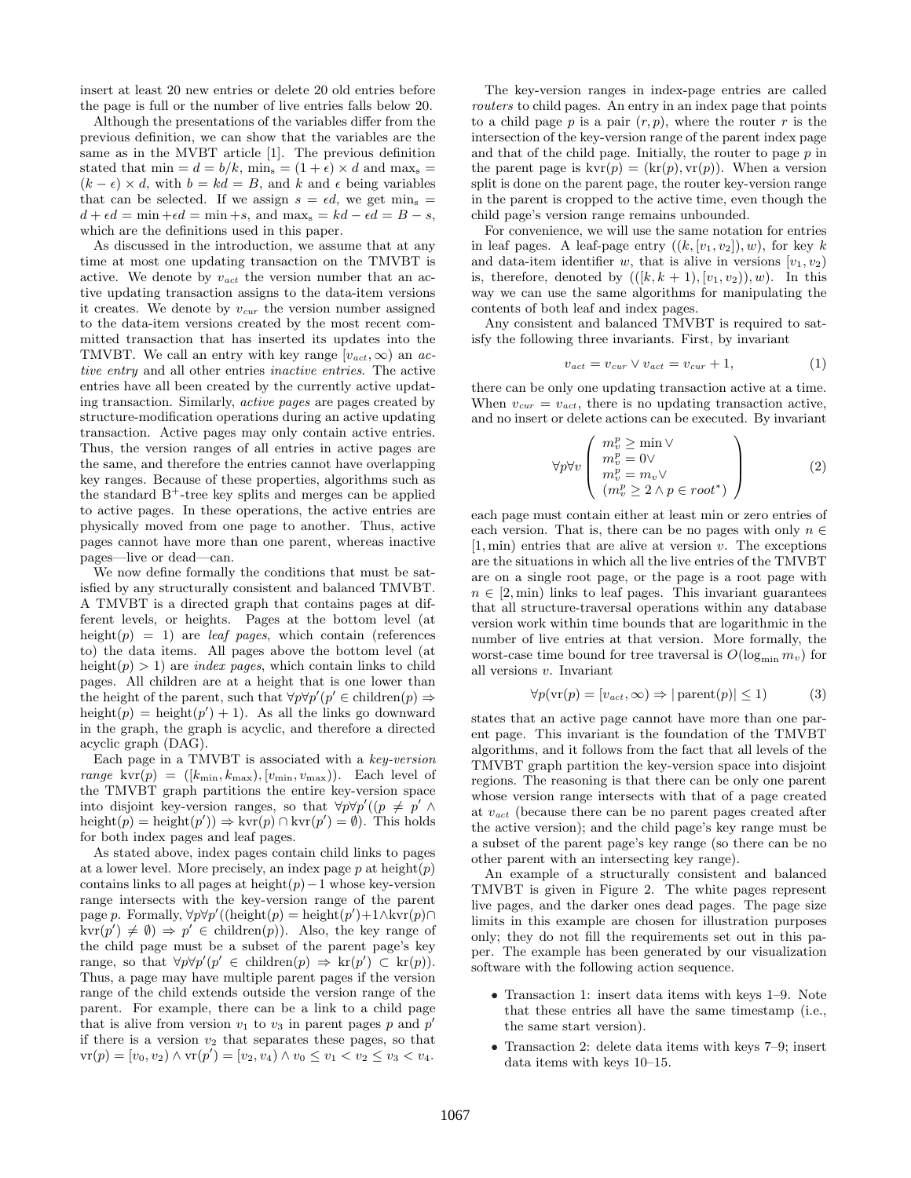insert at least 20 new entries or delete 20 old entries before the page is full or the number of live entries falls below 20.

Although the presentations of the variables differ from the previous definition, we can show that the variables are the same as in the MVBT article [1]. The previous definition stated that $\min = d = b/k$, $\min_s = (1+\epsilon) \times d$ and $\max_s = (k - \epsilon) \times d$, with $b = kd = B$, and $k$ and $\epsilon$ being variables that can be selected. If we assign $s = \epsilon d$, we get $\min_s = d + \epsilon d = \min + \epsilon d = \min + s$, and $\max_s = kd - \epsilon d = B - s$, which are the definitions used in this paper.

As discussed in the introduction, we assume that at any time at most one updating transaction on the TMVBT is active. We denote by $v_{act}$ the version number that an active updating transaction assigns to the data-item versions it creates. We denote by $v_{cur}$ the version number assigned to the data-item versions created by the most recent committed transaction that has inserted its updates into the TMVBT. We call an entry with key range $[v_{act}, \infty)$ an *active entry* and all other entries *inactive entries*. The active entries have all been created by the currently active updating transaction. Similarly, *active pages* are pages created by structure-modification operations during an active updating transaction. Active pages may only contain active entries. Thus, the version ranges of all entries in active pages are the same, and therefore the entries cannot have overlapping key ranges. Because of these properties, algorithms such as the standard B$^+$-tree key splits and merges can be applied to active pages. In these operations, the active entries are physically moved from one page to another. Thus, active pages cannot have more than one parent, whereas inactive pages—live or dead—can.

We now define formally the conditions that must be satisfied by any structurally consistent and balanced TMVBT. A TMVBT is a directed graph that contains pages at different levels, or heights. Pages at the bottom level (at $\text{height}(p) = 1$) are *leaf pages*, which contain (references to) the data items. All pages above the bottom level (at $\text{height}(p) > 1$) are *index pages*, which contain links to child pages. All children are at a height that is one lower than the height of the parent, such that $\forall p \forall p' (p' \in \text{children}(p) \Rightarrow \text{height}(p) = \text{height}(p') + 1)$. As all the links go downward in the graph, the graph is acyclic, and therefore a directed acyclic graph (DAG).

Each page in a TMVBT is associated with a *key-version range* $\text{kvr}(p) = ([k_{\min}, k_{\max}), [v_{\min}, v_{\max}))$. Each level of the TMVBT graph partitions the entire key-version space into disjoint key-version ranges, so that $\forall p \forall p' ((p \neq p' \wedge \text{height}(p) = \text{height}(p')) \Rightarrow \text{kvr}(p) \cap \text{kvr}(p') = \emptyset)$. This holds for both index pages and leaf pages.

As stated above, index pages contain child links to pages at a lower level. More precisely, an index page $p$ at $\text{height}(p)$ contains links to all pages at $\text{height}(p) - 1$ whose key-version range intersects with the key-version range of the parent page $p$. Formally, $\forall p \forall p' ((\text{height}(p) = \text{height}(p') + 1 \wedge \text{kvr}(p) \cap \text{kvr}(p') \neq \emptyset) \Rightarrow p' \in \text{children}(p))$. Also, the key range of the child page must be a subset of the parent page's key range, so that $\forall p \forall p' (p' \in \text{children}(p) \Rightarrow \text{kr}(p') \subset \text{kr}(p))$. Thus, a page may have multiple parent pages if the version range of the child extends outside the version range of the parent. For example, there can be a link to a child page that is alive from version $v_1$ to $v_3$ in parent pages $p$ and $p'$ if there is a version $v_2$ that separates these pages, so that $\text{vr}(p) = [v_0, v_2) \wedge \text{vr}(p') = [v_2, v_4) \wedge v_0 \leq v_1 < v_2 \leq v_3 < v_4$.

The key-version ranges in index-page entries are called *routers* to child pages. An entry in an index page that points to a child page $p$ is a pair $(r, p)$, where the router $r$ is the intersection of the key-version range of the parent index page and that of the child page. Initially, the router to page $p$ in the parent page is $\text{kvr}(p) = (\text{kr}(p), \text{vr}(p))$. When a version split is done on the parent page, the router key-version range in the parent is cropped to the active time, even though the child page's version range remains unbounded.

For convenience, we will use the same notation for entries in leaf pages. A leaf-page entry $((k, [v_1, v_2]), w)$, for key $k$ and data-item identifier $w$, that is alive in versions $[v_1, v_2)$ is, therefore, denoted by $(([k, k+1), [v_1, v_2)), w)$. In this way we can use the same algorithms for manipulating the contents of both leaf and index pages.

Any consistent and balanced TMVBT is required to satisfy the following three invariants. First, by invariant

$$v_{act} = v_{cur} \vee v_{act} = v_{cur} + 1, \tag{1}$$

there can be only one updating transaction active at a time. When $v_{cur} = v_{act}$, there is no updating transaction active, and no insert or delete actions can be executed. By invariant

$$\forall p \forall v \left( \begin{array}{l} m_v^p \geq \min \vee \\ m_v^p = 0 \vee \\ m_v^p = m_v \vee \\ (m_v^p \geq 2 \wedge p \in root^*) \end{array} \right) \tag{2}$$

each page must contain either at least min or zero entries of each version. That is, there can be no pages with only $n \in [1, \min)$ entries that are alive at version $v$. The exceptions are the situations in which all the live entries of the TMVBT are on a single root page, or the page is a root page with $n \in [2, \min)$ links to leaf pages. This invariant guarantees that all structure-traversal operations within any database version work within time bounds that are logarithmic in the number of live entries at that version. More formally, the worst-case time bound for tree traversal is $O(\log_{\min} m_v)$ for all versions $v$. Invariant

$$\forall p (\text{vr}(p) = [v_{act}, \infty) \Rightarrow |\,\text{parent}(p)| \leq 1) \tag{3}$$

states that an active page cannot have more than one parent page. This invariant is the foundation of the TMVBT algorithms, and it follows from the fact that all levels of the TMVBT graph partition the key-version space into disjoint regions. The reasoning is that there can be only one parent whose version range intersects with that of a page created at $v_{act}$ (because there can be no parent pages created after the active version); and the child page's key range must be a subset of the parent page's key range (so there can be no other parent with an intersecting key range).

An example of a structurally consistent and balanced TMVBT is given in Figure 2. The white pages represent live pages, and the darker ones dead pages. The page size limits in this example are chosen for illustration purposes only; they do not fill the requirements set out in this paper. The example has been generated by our visualization software with the following action sequence.

- Transaction 1: insert data items with keys 1–9. Note that these entries all have the same timestamp (i.e., the same start version).
- Transaction 2: delete data items with keys 7–9; insert data items with keys 10–15.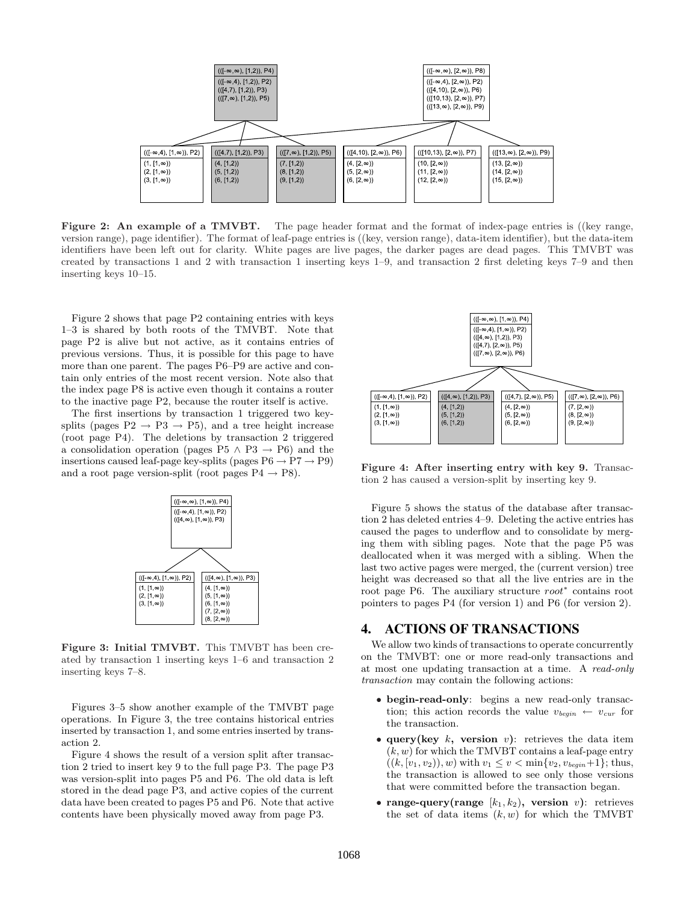((-∞,∞), [1,2)), P4)
(([-∞,4), [1,2)), P2)
(([4,7), [1,2)), P3)
(([7,∞), [1,2)), P5)

(([-∞,∞), [2,∞)), P8)
(([-∞,4), [2,∞)), P2)
(([4,10), [2,∞)), P6)
(([10,13), [2,∞)), P7)
(([13,∞), [2,∞)), P9)

(([-∞,4), [1,∞)), P2)
(1, [1,∞))
(2, [1,∞))
(3, [1,∞))

(([4,7), [1,2)), P3)
(4, [1,2))
(5, [1,2))
(6, [1,2))

(([7,∞), [1,2)), P5)
(7, [1,2))
(8, [1,2))
(9, [1,2))

(([4,10), [2,∞)), P6)
(4, [2,∞))
(5, [2,∞))
(6, [2,∞))

(([10,13), [2,∞)), P7)
(10, [2,∞))
(11, [2,∞))
(12, [2,∞))

(([13,∞), [2,∞)), P9)
(13, [2,∞))
(14, [2,∞))
(15, [2,∞))

**Figure 2: An example of a TMVBT.** The page header format and the format of index-page entries is ((key range, version range), page identifier). The format of leaf-page entries is ((key, version range), data-item identifier), but the data-item identifiers have been left out for clarity. White pages are live pages, the darker pages are dead pages. This TMVBT was created by transactions 1 and 2 with transaction 1 inserting keys 1–9, and transaction 2 first deleting keys 7–9 and then inserting keys 10–15.

Figure 2 shows that page P2 containing entries with keys 1–3 is shared by both roots of the TMVBT. Note that page P2 is alive but not active, as it contains entries of previous versions. Thus, it is possible for this page to have more than one parent. The pages P6–P9 are active and contain only entries of the most recent version. Note also that the index page P8 is active even though it contains a router to the inactive page P2, because the router itself is active.

The first insertions by transaction 1 triggered two key-splits (pages P2 → P3 → P5), and a tree height increase (root page P4). The deletions by transaction 2 triggered a consolidation operation (pages P5 ∧ P3 → P6) and the insertions caused leaf-page key-splits (pages P6 → P7 → P9) and a root page version-split (root pages P4 → P8).

(([-∞,∞), [1,∞)), P4)
(([-∞,4), [1,∞)), P2)
(([4,∞), [1,∞)), P3)

(([-∞,4), [1,∞)), P2)
(1, [1,∞))
(2, [1,∞))
(3, [1,∞))

(([4,∞), [1,∞)), P3)
(4, [1,∞))
(5, [1,∞))
(6, [1,∞))
(7, [2,∞))
(8, [2,∞))

**Figure 3: Initial TMVBT.** This TMVBT has been created by transaction 1 inserting keys 1–6 and transaction 2 inserting keys 7–8.

Figures 3–5 show another example of the TMVBT page operations. In Figure 3, the tree contains historical entries inserted by transaction 1, and some entries inserted by transaction 2.

Figure 4 shows the result of a version split after transaction 2 tried to insert key 9 to the full page P3. The page P3 was version-split into pages P5 and P6. The old data is left stored in the dead page P3, and active copies of the current data have been created to pages P5 and P6. Note that active contents have been physically moved away from page P3.

(([-∞,∞), [1,∞)), P4)
(([-∞,4), [1,∞)), P2)
(([4,∞), [1,2)), P3)
(([4,7), [2,∞)), P5)
(([7,∞), [2,∞)), P6)

(([-∞,4), [1,∞)), P2)
(1, [1,∞))
(2, [1,∞))
(3, [1,∞))

(([4,∞), [1,2)), P3)
(4, [1,2))
(5, [1,2))
(6, [1,2))

(([4,7), [2,∞)), P5)
(4, [2,∞))
(5, [2,∞))
(6, [2,∞))

(([7,∞), [2,∞)), P6)
(7, [2,∞))
(8, [2,∞))
(9, [2,∞))

**Figure 4: After inserting entry with key 9.** Transaction 2 has caused a version-split by inserting key 9.

Figure 5 shows the status of the database after transaction 2 has deleted entries 4–9. Deleting the active entries has caused the pages to underflow and to consolidate by merging them with sibling pages. Note that the page P5 was deallocated when it was merged with a sibling. When the last two active pages were merged, the (current version) tree height was decreased so that all the live entries are in the root page P6. The auxiliary structure *root\** contains root pointers to pages P4 (for version 1) and P6 (for version 2).

## 4. ACTIONS OF TRANSACTIONS

We allow two kinds of transactions to operate concurrently on the TMVBT: one or more read-only transactions and at most one updating transaction at a time. A *read-only transaction* may contain the following actions:

- **begin-read-only**: begins a new read-only transaction; this action records the value $v_{begin} \leftarrow v_{cur}$ for the transaction.
- **query(key $k$, version $v$)**: retrieves the data item $(k, w)$ for which the TMVBT contains a leaf-page entry $((k, [v_1, v_2)), w)$ with $v_1 \leq v < \min\{v_2, v_{begin}+1\}$; thus, the transaction is allowed to see only those versions that were committed before the transaction began.
- **range-query(range $[k_1, k_2)$, version $v$)**: retrieves the set of data items $(k, w)$ for which the TMVBT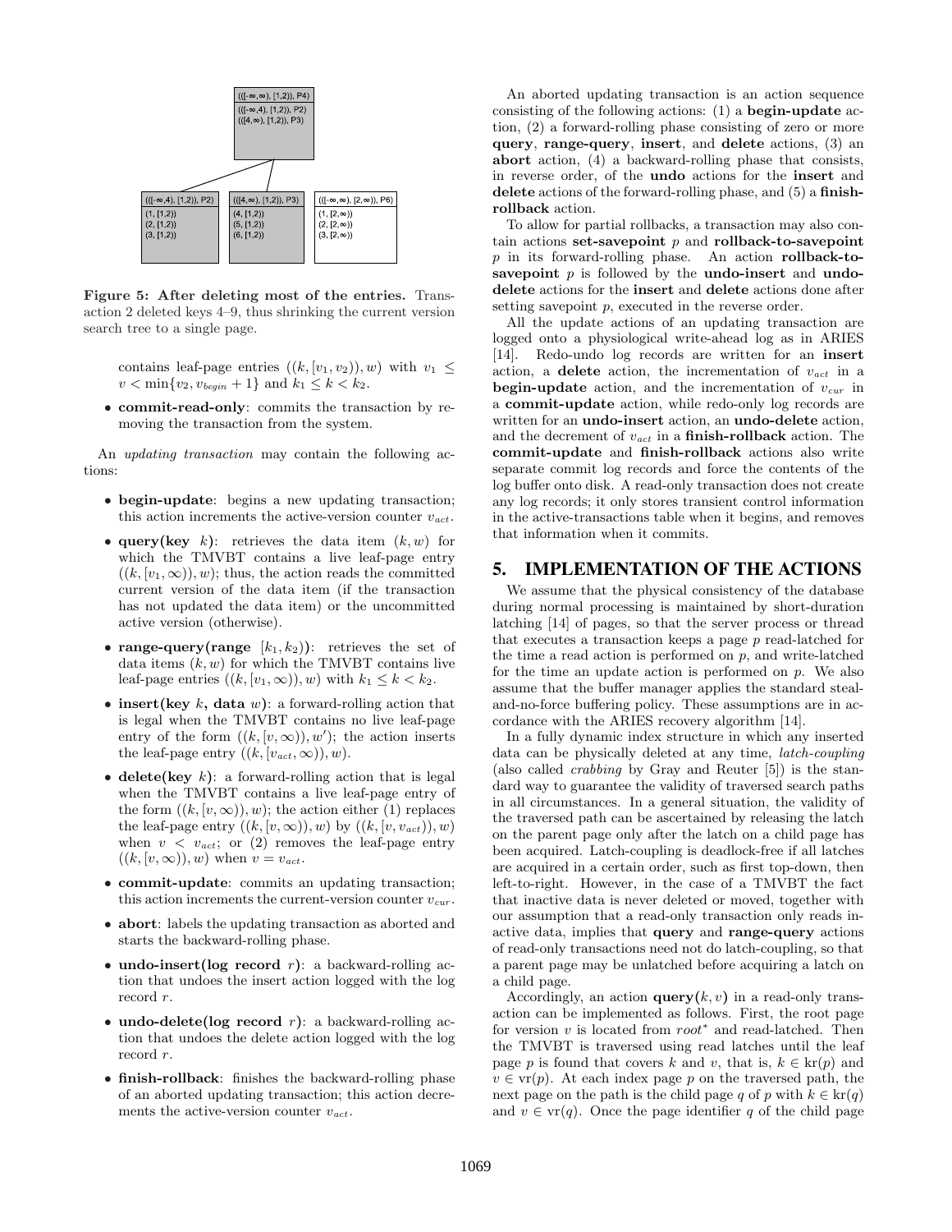((−∞,∞), [1,2)), P4)
((−∞,4), [1,2)), P2)
(([4,∞), [1,2)), P3)

(([−∞,4), [1,2)), P2)
(1, [1,2))
(2, [1,2))
(3, [1,2))

(([4,∞), [1,2)), P3)
(4, [1,2))
(5, [1,2))
(6, [1,2))

(([−∞,∞), [2,∞)), P6)
(1, [2,∞))
(2, [2,∞))
(3, [2,∞))

**Figure 5: After deleting most of the entries.** Transaction 2 deleted keys 4–9, thus shrinking the current version search tree to a single page.

contains leaf-page entries $((k,[v_1,v_2)),w)$ with $v_1 \leq v < \min\{v_2, v_{begin}+1\}$ and $k_1 \leq k < k_2$.

- **commit-read-only**: commits the transaction by removing the transaction from the system.

An *updating transaction* may contain the following actions:

- **begin-update**: begins a new updating transaction; this action increments the active-version counter $v_{act}$.
- **query(key $k$)**: retrieves the data item $(k,w)$ for which the TMVBT contains a live leaf-page entry $((k,[v_1,\infty)),w)$; thus, the action reads the committed current version of the data item (if the transaction has not updated the data item) or the uncommitted active version (otherwise).
- **range-query(range $[k_1,k_2)$)**: retrieves the set of data items $(k,w)$ for which the TMVBT contains live leaf-page entries $((k,[v_1,\infty)),w)$ with $k_1 \leq k < k_2$.
- **insert(key $k$, data $w$)**: a forward-rolling action that is legal when the TMVBT contains no live leaf-page entry of the form $((k,[v,\infty)),w')$; the action inserts the leaf-page entry $((k,[v_{act},\infty)),w)$.
- **delete(key $k$)**: a forward-rolling action that is legal when the TMVBT contains a live leaf-page entry of the form $((k,[v,\infty)),w)$; the action either (1) replaces the leaf-page entry $((k,[v,\infty)),w)$ by $((k,[v,v_{act})),w)$ when $v < v_{act}$; or (2) removes the leaf-page entry $((k,[v,\infty)),w)$ when $v = v_{act}$.
- **commit-update**: commits an updating transaction; this action increments the current-version counter $v_{cur}$.
- **abort**: labels the updating transaction as aborted and starts the backward-rolling phase.
- **undo-insert(log record $r$)**: a backward-rolling action that undoes the insert action logged with the log record $r$.
- **undo-delete(log record $r$)**: a backward-rolling action that undoes the delete action logged with the log record $r$.
- **finish-rollback**: finishes the backward-rolling phase of an aborted updating transaction; this action decrements the active-version counter $v_{act}$.

An aborted updating transaction is an action sequence consisting of the following actions: (1) a **begin-update** action, (2) a forward-rolling phase consisting of zero or more **query**, **range-query**, **insert**, and **delete** actions, (3) an **abort** action, (4) a backward-rolling phase that consists, in reverse order, of the **undo** actions for the **insert** and **delete** actions of the forward-rolling phase, and (5) a **finish-rollback** action.

To allow for partial rollbacks, a transaction may also contain actions **set-savepoint** $p$ and **rollback-to-savepoint** $p$ in its forward-rolling phase. An action **rollback-to-savepoint** $p$ is followed by the **undo-insert** and **undo-delete** actions for the **insert** and **delete** actions done after setting savepoint $p$, executed in the reverse order.

All the update actions of an updating transaction are logged onto a physiological write-ahead log as in ARIES [14]. Redo-undo log records are written for an **insert** action, a **delete** action, the incrementation of $v_{act}$ in a **begin-update** action, and the incrementation of $v_{cur}$ in a **commit-update** action, while redo-only log records are written for an **undo-insert** action, an **undo-delete** action, and the decrement of $v_{act}$ in a **finish-rollback** action. The **commit-update** and **finish-rollback** actions also write separate commit log records and force the contents of the log buffer onto disk. A read-only transaction does not create any log records; it only stores transient control information in the active-transactions table when it begins, and removes that information when it commits.

## 5. IMPLEMENTATION OF THE ACTIONS

We assume that the physical consistency of the database during normal processing is maintained by short-duration latching [14] of pages, so that the server process or thread that executes a transaction keeps a page $p$ read-latched for the time a read action is performed on $p$, and write-latched for the time an update action is performed on $p$. We also assume that the buffer manager applies the standard steal-and-no-force buffering policy. These assumptions are in accordance with the ARIES recovery algorithm [14].

In a fully dynamic index structure in which any inserted data can be physically deleted at any time, *latch-coupling* (also called *crabbing* by Gray and Reuter [5]) is the standard way to guarantee the validity of traversed search paths in all circumstances. In a general situation, the validity of the traversed path can be ascertained by releasing the latch on the parent page only after the latch on a child page has been acquired. Latch-coupling is deadlock-free if all latches are acquired in a certain order, such as first top-down, then left-to-right. However, in the case of a TMVBT the fact that inactive data is never deleted or moved, together with our assumption that a read-only transaction only reads inactive data, implies that **query** and **range-query** actions of read-only transactions need not do latch-coupling, so that a parent page may be unlatched before acquiring a latch on a child page.

Accordingly, an action **query**$(k,v)$ in a read-only transaction can be implemented as follows. First, the root page for version $v$ is located from $root^*$ and read-latched. Then the TMVBT is traversed using read latches until the leaf page $p$ is found that covers $k$ and $v$, that is, $k \in \mathrm{kr}(p)$ and $v \in \mathrm{vr}(p)$. At each index page $p$ on the traversed path, the next page on the path is the child page $q$ of $p$ with $k \in \mathrm{kr}(q)$ and $v \in \mathrm{vr}(q)$. Once the page identifier $q$ of the child page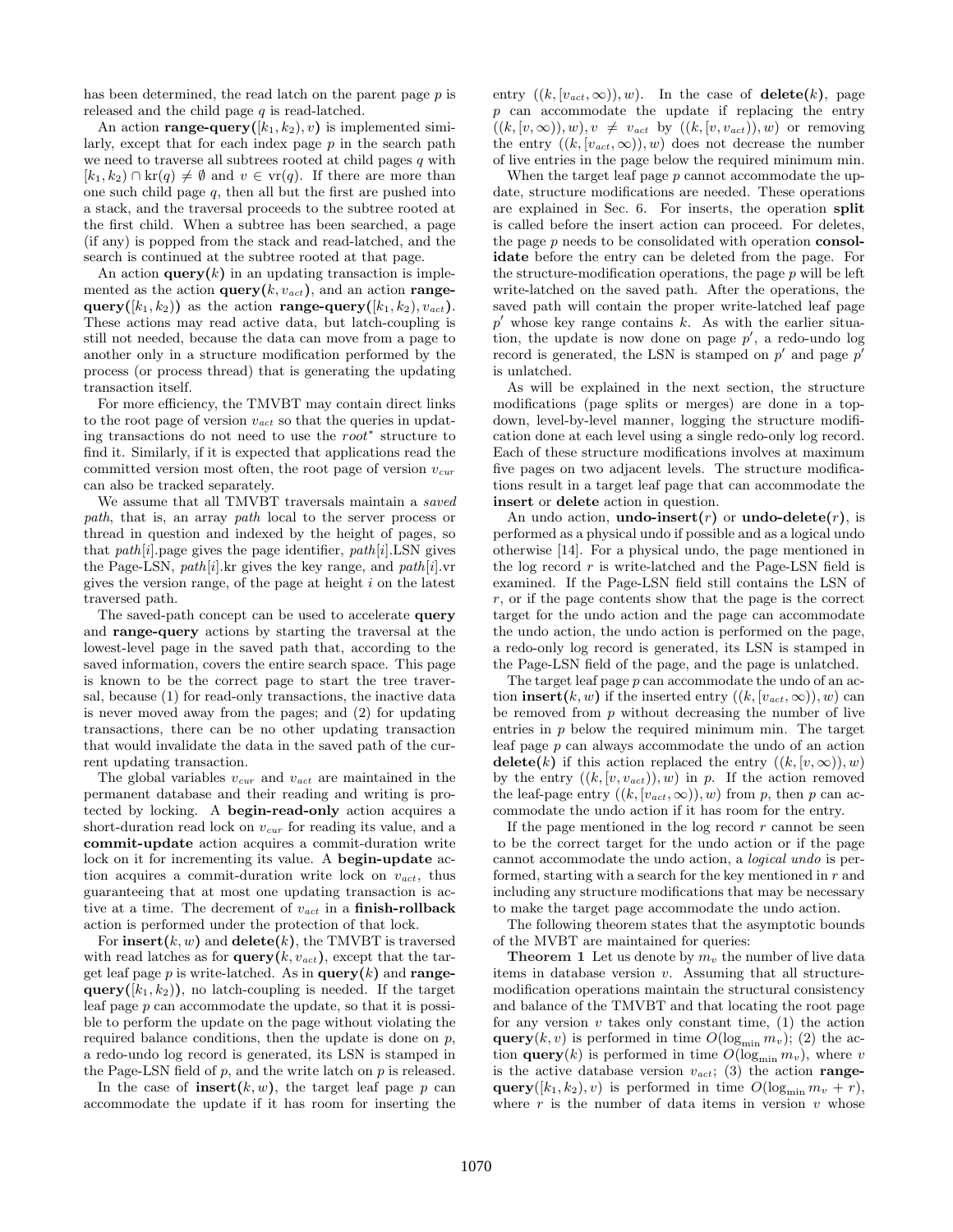has been determined, the read latch on the parent page $p$ is released and the child page $q$ is read-latched.

An action **range-query**($[k_1, k_2), v$) is implemented similarly, except that for each index page $p$ in the search path we need to traverse all subtrees rooted at child pages $q$ with $[k_1, k_2) \cap \mathrm{kr}(q) \neq \emptyset$ and $v \in \mathrm{vr}(q)$. If there are more than one such child page $q$, then all but the first are pushed into a stack, and the traversal proceeds to the subtree rooted at the first child. When a subtree has been searched, a page (if any) is popped from the stack and read-latched, and the search is continued at the subtree rooted at that page.

An action **query**($k$) in an updating transaction is implemented as the action **query**($k, v_{act}$), and an action **range-query**($[k_1, k_2)$) as the action **range-query**($[k_1, k_2), v_{act}$). These actions may read active data, but latch-coupling is still not needed, because the data can move from a page to another only in a structure modification performed by the process (or process thread) that is generating the updating transaction itself.

For more efficiency, the TMVBT may contain direct links to the root page of version $v_{act}$ so that the queries in updating transactions do not need to use the $root^*$ structure to find it. Similarly, if it is expected that applications read the committed version most often, the root page of version $v_{cur}$ can also be tracked separately.

We assume that all TMVBT traversals maintain a *saved path*, that is, an array *path* local to the server process or thread in question and indexed by the height of pages, so that $path[i]$.page gives the page identifier, $path[i]$.LSN gives the Page-LSN, $path[i]$.kr gives the key range, and $path[i]$.vr gives the version range, of the page at height $i$ on the latest traversed path.

The saved-path concept can be used to accelerate **query** and **range-query** actions by starting the traversal at the lowest-level page in the saved path that, according to the saved information, covers the entire search space. This page is known to be the correct page to start the tree traversal, because (1) for read-only transactions, the inactive data is never moved away from the pages; and (2) for updating transactions, there can be no other updating transaction that would invalidate the data in the saved path of the current updating transaction.

The global variables $v_{cur}$ and $v_{act}$ are maintained in the permanent database and their reading and writing is protected by locking. A **begin-read-only** action acquires a short-duration read lock on $v_{cur}$ for reading its value, and a **commit-update** action acquires a commit-duration write lock on it for incrementing its value. A **begin-update** action acquires a commit-duration write lock on $v_{act}$, thus guaranteeing that at most one updating transaction is active at a time. The decrement of $v_{act}$ in a **finish-rollback** action is performed under the protection of that lock.

For **insert**($k, w$) and **delete**($k$), the TMVBT is traversed with read latches as for **query**($k, v_{act}$), except that the target leaf page $p$ is write-latched. As in **query**($k$) and **range-query**($[k_1, k_2)$), no latch-coupling is needed. If the target leaf page $p$ can accommodate the update, so that it is possible to perform the update on the page without violating the required balance conditions, then the update is done on $p$, a redo-undo log record is generated, its LSN is stamped in the Page-LSN field of $p$, and the write latch on $p$ is released.

In the case of **insert**($k, w$), the target leaf page $p$ can accommodate the update if it has room for inserting the entry $((k, [v_{act}, \infty)), w)$. In the case of **delete**($k$), page $p$ can accommodate the update if replacing the entry $((k, [v, \infty)), w), v \neq v_{act}$ by $((k, [v, v_{act})), w)$ or removing the entry $((k, [v_{act}, \infty)), w)$ does not decrease the number of live entries in the page below the required minimum min.

When the target leaf page $p$ cannot accommodate the update, structure modifications are needed. These operations are explained in Sec. 6. For inserts, the operation **split** is called before the insert action can proceed. For deletes, the page $p$ needs to be consolidated with operation **consolidate** before the entry can be deleted from the page. For the structure-modification operations, the page $p$ will be left write-latched on the saved path. After the operations, the saved path will contain the proper write-latched leaf page $p'$ whose key range contains $k$. As with the earlier situation, the update is now done on page $p'$, a redo-undo log record is generated, the LSN is stamped on $p'$ and page $p'$ is unlatched.

As will be explained in the next section, the structure modifications (page splits or merges) are done in a top-down, level-by-level manner, logging the structure modification done at each level using a single redo-only log record. Each of these structure modifications involves at maximum five pages on two adjacent levels. The structure modifications result in a target leaf page that can accommodate the **insert** or **delete** action in question.

An undo action, **undo-insert**($r$) or **undo-delete**($r$), is performed as a physical undo if possible and as a logical undo otherwise [14]. For a physical undo, the page mentioned in the log record $r$ is write-latched and the Page-LSN field is examined. If the Page-LSN field still contains the LSN of $r$, or if the page contents show that the page is the correct target for the undo action and the page can accommodate the undo action, the undo action is performed on the page, a redo-only log record is generated, its LSN is stamped in the Page-LSN field of the page, and the page is unlatched.

The target leaf page $p$ can accommodate the undo of an action **insert**($k, w$) if the inserted entry $((k, [v_{act}, \infty)), w)$ can be removed from $p$ without decreasing the number of live entries in $p$ below the required minimum min. The target leaf page $p$ can always accommodate the undo of an action **delete**($k$) if this action replaced the entry $((k, [v, \infty)), w)$ by the entry $((k, [v, v_{act})), w)$ in $p$. If the action removed the leaf-page entry $((k, [v_{act}, \infty)), w)$ from $p$, then $p$ can accommodate the undo action if it has room for the entry.

If the page mentioned in the log record $r$ cannot be seen to be the correct target for the undo action or if the page cannot accommodate the undo action, a *logical undo* is performed, starting with a search for the key mentioned in $r$ and including any structure modifications that may be necessary to make the target page accommodate the undo action.

The following theorem states that the asymptotic bounds of the MVBT are maintained for queries:

**Theorem 1** Let us denote by $m_v$ the number of live data items in database version $v$. Assuming that all structure-modification operations maintain the structural consistency and balance of the TMVBT and that locating the root page for any version $v$ takes only constant time, (1) the action **query**($k, v$) is performed in time $O(\log_{\min} m_v)$; (2) the action **query**($k$) is performed in time $O(\log_{\min} m_v)$, where $v$ is the active database version $v_{act}$; (3) the action **range-query**($[k_1, k_2), v$) is performed in time $O(\log_{\min} m_v + r)$, where $r$ is the number of data items in version $v$ whose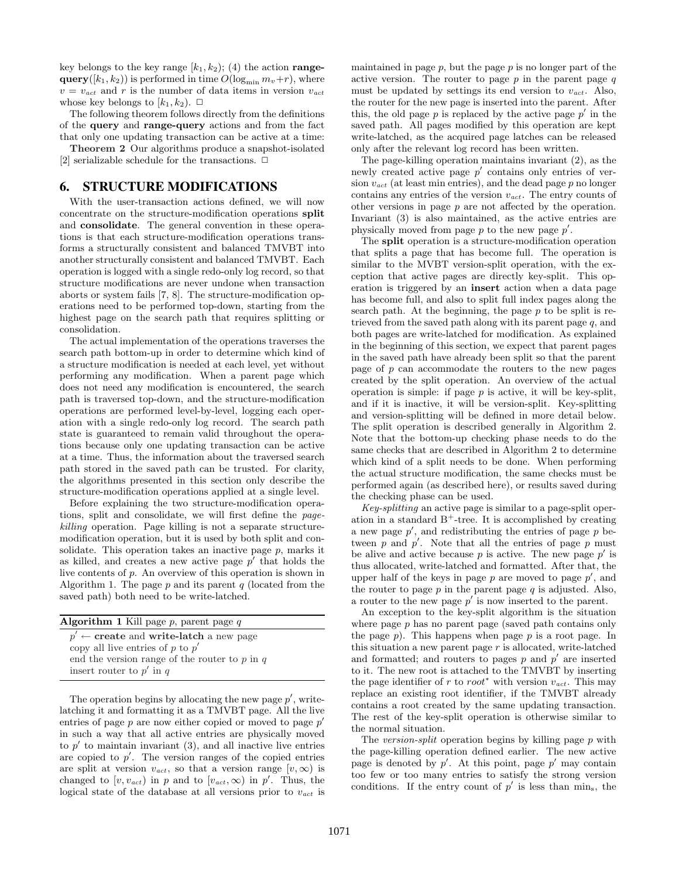key belongs to the key range $[k_1, k_2)$; (4) the action **range-query**($[k_1, k_2)$) is performed in time $O(\log_{\min} m_v + r)$, where $v = v_{act}$ and $r$ is the number of data items in version $v_{act}$ whose key belongs to $[k_1, k_2)$. $\Box$

The following theorem follows directly from the definitions of the **query** and **range-query** actions and from the fact that only one updating transaction can be active at a time:

**Theorem 2** Our algorithms produce a snapshot-isolated [2] serializable schedule for the transactions. $\Box$

## 6. STRUCTURE MODIFICATIONS

With the user-transaction actions defined, we will now concentrate on the structure-modification operations **split** and **consolidate**. The general convention in these operations is that each structure-modification operations transforms a structurally consistent and balanced TMVBT into another structurally consistent and balanced TMVBT. Each operation is logged with a single redo-only log record, so that structure modifications are never undone when transaction aborts or system fails [7, 8]. The structure-modification operations need to be performed top-down, starting from the highest page on the search path that requires splitting or consolidation.

The actual implementation of the operations traverses the search path bottom-up in order to determine which kind of a structure modification is needed at each level, yet without performing any modification. When a parent page which does not need any modification is encountered, the search path is traversed top-down, and the structure-modification operations are performed level-by-level, logging each operation with a single redo-only log record. The search path state is guaranteed to remain valid throughout the operations because only one updating transaction can be active at a time. Thus, the information about the traversed search path stored in the saved path can be trusted. For clarity, the algorithms presented in this section only describe the structure-modification operations applied at a single level.

Before explaining the two structure-modification operations, split and consolidate, we will first define the *page-killing* operation. Page killing is not a separate structure-modification operation, but it is used by both split and consolidate. This operation takes an inactive page $p$, marks it as killed, and creates a new active page $p'$ that holds the live contents of $p$. An overview of this operation is shown in Algorithm 1. The page $p$ and its parent $q$ (located from the saved path) both need to be write-latched.

**Algorithm 1** Kill page $p$, parent page $q$

```
p′ ← create and write-latch a new page
copy all live entries of p to p′
end the version range of the router to p in q
insert router to p′ in q
```

The operation begins by allocating the new page $p'$, write-latching it and formatting it as a TMVBT page. All the live entries of page $p$ are now either copied or moved to page $p'$ in such a way that all active entries are physically moved to $p'$ to maintain invariant (3), and all inactive live entries are copied to $p'$. The version ranges of the copied entries are split at version $v_{act}$, so that a version range $[v, \infty)$ is changed to $[v, v_{act})$ in $p$ and to $[v_{act}, \infty)$ in $p'$. Thus, the logical state of the database at all versions prior to $v_{act}$ is maintained in page $p$, but the page $p$ is no longer part of the active version. The router to page $p$ in the parent page $q$ must be updated by settings its end version to $v_{act}$. Also, the router for the new page is inserted into the parent. After this, the old page $p$ is replaced by the active page $p'$ in the saved path. All pages modified by this operation are kept write-latched, as the acquired page latches can be released only after the relevant log record has been written.

The page-killing operation maintains invariant (2), as the newly created active page $p'$ contains only entries of version $v_{act}$ (at least min entries), and the dead page $p$ no longer contains any entries of the version $v_{act}$. The entry counts of other versions in page $p$ are not affected by the operation. Invariant (3) is also maintained, as the active entries are physically moved from page $p$ to the new page $p'$.

The **split** operation is a structure-modification operation that splits a page that has become full. The operation is similar to the MVBT version-split operation, with the exception that active pages are directly key-split. This operation is triggered by an **insert** action when a data page has become full, and also to split full index pages along the search path. At the beginning, the page $p$ to be split is retrieved from the saved path along with its parent page $q$, and both pages are write-latched for modification. As explained in the beginning of this section, we expect that parent pages in the saved path have already been split so that the parent page of $p$ can accommodate the routers to the new pages created by the split operation. An overview of the actual operation is simple: if page $p$ is active, it will be key-split, and if it is inactive, it will be version-split. Key-splitting and version-splitting will be defined in more detail below. The split operation is described generally in Algorithm 2. Note that the bottom-up checking phase needs to do the same checks that are described in Algorithm 2 to determine which kind of a split needs to be done. When performing the actual structure modification, the same checks must be performed again (as described here), or results saved during the checking phase can be used.

*Key-splitting* an active page is similar to a page-split operation in a standard B$^+$-tree. It is accomplished by creating a new page $p'$, and redistributing the entries of page $p$ between $p$ and $p'$. Note that all the entries of page $p$ must be alive and active because $p$ is active. The new page $p'$ is thus allocated, write-latched and formatted. After that, the upper half of the keys in page $p$ are moved to page $p'$, and the router to page $p$ in the parent page $q$ is adjusted. Also, a router to the new page $p'$ is now inserted to the parent.

An exception to the key-split algorithm is the situation where page $p$ has no parent page (saved path contains only the page $p$). This happens when page $p$ is a root page. In this situation a new parent page $r$ is allocated, write-latched and formatted; and routers to pages $p$ and $p'$ are inserted to it. The new root is attached to the TMVBT by inserting the page identifier of $r$ to $root^*$ with version $v_{act}$. This may replace an existing root identifier, if the TMVBT already contains a root created by the same updating transaction. The rest of the key-split operation is otherwise similar to the normal situation.

The *version-split* operation begins by killing page $p$ with the page-killing operation defined earlier. The new active page is denoted by $p'$. At this point, page $p'$ may contain too few or too many entries to satisfy the strong version conditions. If the entry count of $p'$ is less than $\min_s$, the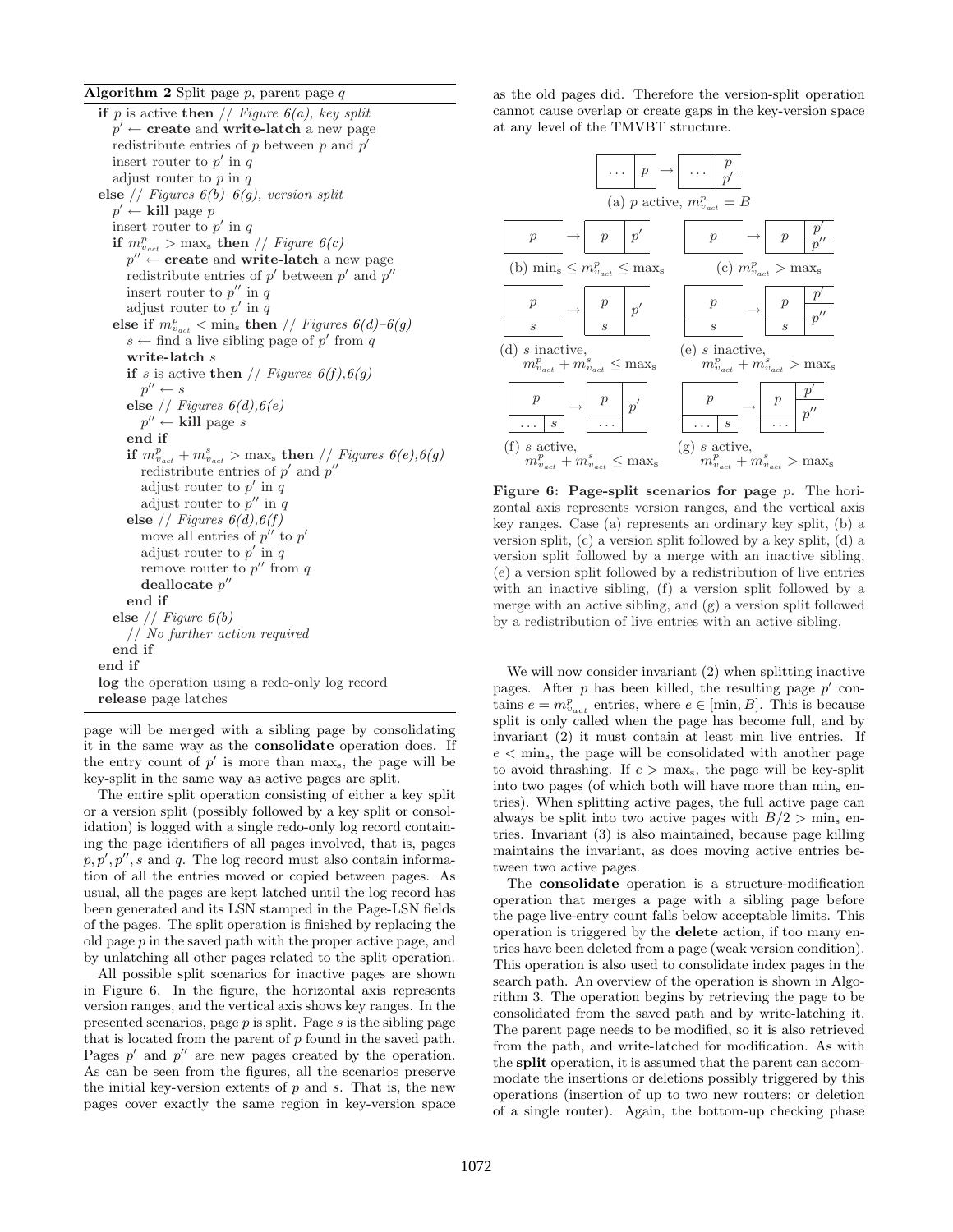**Algorithm 2** Split page $p$, parent page $q$

```
if p is active then // Figure 6(a), key split
  p' ← create and write-latch a new page
  redistribute entries of p between p and p'
  insert router to p' in q
  adjust router to p in q
else // Figures 6(b)–6(g), version split
  p' ← kill page p
  insert router to p' in q
  if m^p_{v_act} > max_s then // Figure 6(c)
    p'' ← create and write-latch a new page
    redistribute entries of p' between p' and p''
    insert router to p'' in q
    adjust router to p' in q
  else if m^p_{v_act} < min_s then // Figures 6(d)–6(g)
    s ← find a live sibling page of p' from q
    write-latch s
    if s is active then // Figures 6(f),6(g)
      p'' ← s
    else // Figures 6(d),6(e)
      p'' ← kill page s
    end if
    if m^p_{v_act} + m^s_{v_act} > max_s then // Figures 6(e),6(g)
      redistribute entries of p' and p''
      adjust router to p' in q
      adjust router to p'' in q
    else // Figures 6(d),6(f)
      move all entries of p'' to p'
      adjust router to p' in q
      remove router to p'' from q
      deallocate p''
    end if
  else // Figure 6(b)
    // No further action required
  end if
end if
log the operation using a redo-only log record
release page latches
```

page will be merged with a sibling page by consolidating it in the same way as the **consolidate** operation does. If the entry count of $p'$ is more than $\max_s$, the page will be key-split in the same way as active pages are split.

The entire split operation consisting of either a key split or a version split (possibly followed by a key split or consolidation) is logged with a single redo-only log record containing the page identifiers of all pages involved, that is, pages $p, p', p'', s$ and $q$. The log record must also contain information of all the entries moved or copied between pages. As usual, all the pages are kept latched until the log record has been generated and its LSN stamped in the Page-LSN fields of the pages. The split operation is finished by replacing the old page $p$ in the saved path with the proper active page, and by unlatching all other pages related to the split operation.

All possible split scenarios for inactive pages are shown in Figure 6. In the figure, the horizontal axis represents version ranges, and the vertical axis shows key ranges. In the presented scenarios, page $p$ is split. Page $s$ is the sibling page that is located from the parent of $p$ found in the saved path. Pages $p'$ and $p''$ are new pages created by the operation. As can be seen from the figures, all the scenarios preserve the initial key-version extents of $p$ and $s$. That is, the new pages cover exactly the same region in key-version space as the old pages did. Therefore the version-split operation cannot cause overlap or create gaps in the key-version space at any level of the TMVBT structure.

(a) $p$ active, $m^p_{v_{act}} = B$

(b) $\min_s \leq m^p_{v_{act}} \leq \max_s$

(c) $m^p_{v_{act}} > \max_s$

(d) $s$ inactive, $m^p_{v_{act}} + m^s_{v_{act}} \leq \max_s$

(e) $s$ inactive, $m^p_{v_{act}} + m^s_{v_{act}} > \max_s$

(f) $s$ active, $m^p_{v_{act}} + m^s_{v_{act}} \leq \max_s$

(g) $s$ active, $m^p_{v_{act}} + m^s_{v_{act}} > \max_s$

**Figure 6: Page-split scenarios for page $p$.** The horizontal axis represents version ranges, and the vertical axis key ranges. Case (a) represents an ordinary key split, (b) a version split, (c) a version split followed by a key split, (d) a version split followed by a merge with an inactive sibling, (e) a version split followed by a redistribution of live entries with an inactive sibling, (f) a version split followed by a merge with an active sibling, and (g) a version split followed by a redistribution of live entries with an active sibling.

We will now consider invariant (2) when splitting inactive pages. After $p$ has been killed, the resulting page $p'$ contains $e = m^p_{v_{act}}$ entries, where $e \in [\min, B]$. This is because split is only called when the page has become full, and by invariant (2) it must contain at least min live entries. If $e < \min_s$, the page will be consolidated with another page to avoid thrashing. If $e > \max_s$, the page will be key-split into two pages (of which both will have more than $\min_s$ entries). When splitting active pages, the full active page can always be split into two active pages with $B/2 > \min_s$ entries. Invariant (3) is also maintained, because page killing maintains the invariant, as does moving active entries between two active pages.

The **consolidate** operation is a structure-modification operation that merges a page with a sibling page before the page live-entry count falls below acceptable limits. This operation is triggered by the **delete** action, if too many entries have been deleted from a page (weak version condition). This operation is also used to consolidate index pages in the search path. An overview of the operation is shown in Algorithm 3. The operation begins by retrieving the page to be consolidated from the saved path and by write-latching it. The parent page needs to be modified, so it is also retrieved from the path, and write-latched for modification. As with the **split** operation, it is assumed that the parent can accommodate the insertions or deletions possibly triggered by this operations (insertion of up to two new routers; or deletion of a single router). Again, the bottom-up checking phase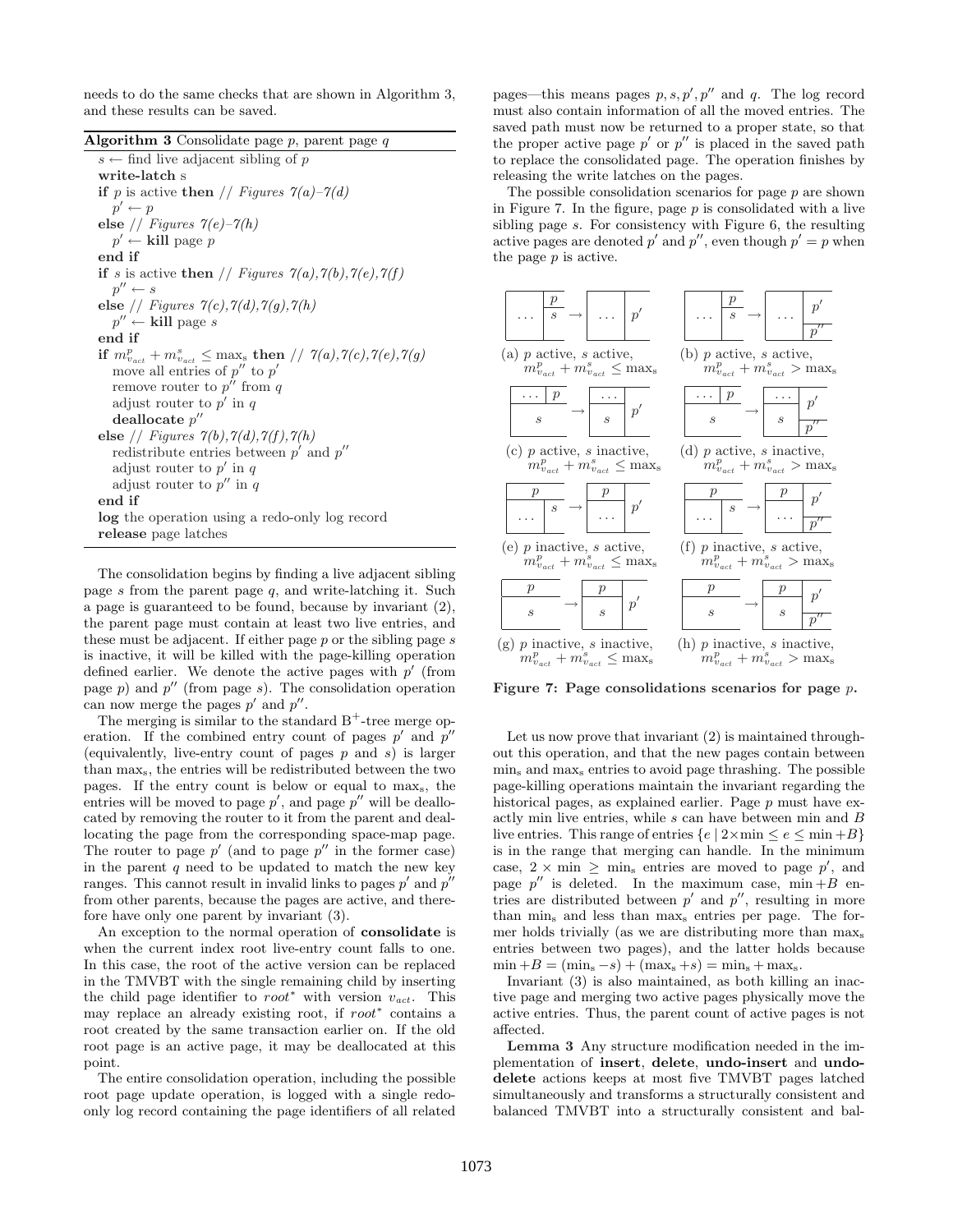needs to do the same checks that are shown in Algorithm 3, and these results can be saved.

**Algorithm 3** Consolidate page $p$, parent page $q$

```
s ← find live adjacent sibling of p
write-latch s
if p is active then // Figures 7(a)–7(d)
  p′ ← p
else // Figures 7(e)–7(h)
  p′ ← kill page p
end if
if s is active then // Figures 7(a),7(b),7(e),7(f)
  p″ ← s
else // Figures 7(c),7(d),7(g),7(h)
  p″ ← kill page s
end if
if m^p_{v_act} + m^s_{v_act} ≤ max_s then // 7(a),7(c),7(e),7(g)
  move all entries of p″ to p′
  remove router to p″ from q
  adjust router to p′ in q
  deallocate p″
else // Figures 7(b),7(d),7(f),7(h)
  redistribute entries between p′ and p″
  adjust router to p′ in q
  adjust router to p″ in q
end if
log the operation using a redo-only log record
release page latches
```

The consolidation begins by finding a live adjacent sibling page $s$ from the parent page $q$, and write-latching it. Such a page is guaranteed to be found, because by invariant (2), the parent page must contain at least two live entries, and these must be adjacent. If either page $p$ or the sibling page $s$ is inactive, it will be killed with the page-killing operation defined earlier. We denote the active pages with $p'$ (from page $p$) and $p''$ (from page $s$). The consolidation operation can now merge the pages $p'$ and $p''$.

The merging is similar to the standard B$^+$-tree merge operation. If the combined entry count of pages $p'$ and $p''$ (equivalently, live-entry count of pages $p$ and $s$) is larger than $\max_s$, the entries will be redistributed between the two pages. If the entry count is below or equal to $\max_s$, the entries will be moved to page $p'$, and page $p''$ will be deallocated by removing the router to it from the parent and deallocating the page from the corresponding space-map page. The router to page $p'$ (and to page $p''$ in the former case) in the parent $q$ need to be updated to match the new key ranges. This cannot result in invalid links to pages $p'$ and $p''$ from other parents, because the pages are active, and therefore have only one parent by invariant (3).

An exception to the normal operation of **consolidate** is when the current index root live-entry count falls to one. In this case, the root of the active version can be replaced in the TMVBT with the single remaining child by inserting the child page identifier to $root^*$ with version $v_{act}$. This may replace an already existing root, if $root^*$ contains a root created by the same transaction earlier on. If the old root page is an active page, it may be deallocated at this point.

The entire consolidation operation, including the possible root page update operation, is logged with a single redo-only log record containing the page identifiers of all related pages—this means pages $p, s, p', p''$ and $q$. The log record must also contain information of all the moved entries. The saved path must now be returned to a proper state, so that the proper active page $p'$ or $p''$ is placed in the saved path to replace the consolidated page. The operation finishes by releasing the write latches on the pages.

The possible consolidation scenarios for page $p$ are shown in Figure 7. In the figure, page $p$ is consolidated with a live sibling page $s$. For consistency with Figure 6, the resulting active pages are denoted $p'$ and $p''$, even though $p' = p$ when the page $p$ is active.

(a) $p$ active, $s$ active, $m^p_{v_{act}} + m^s_{v_{act}} \le \max_s$

(b) $p$ active, $s$ active, $m^p_{v_{act}} + m^s_{v_{act}} > \max_s$

(c) $p$ active, $s$ inactive, $m^p_{v_{act}} + m^s_{v_{act}} \le \max_s$

(d) $p$ active, $s$ inactive, $m^p_{v_{act}} + m^s_{v_{act}} > \max_s$

(e) $p$ inactive, $s$ active, $m^p_{v_{act}} + m^s_{v_{act}} \le \max_s$

(f) $p$ inactive, $s$ active, $m^p_{v_{act}} + m^s_{v_{act}} > \max_s$

(g) $p$ inactive, $s$ inactive, $m^p_{v_{act}} + m^s_{v_{act}} \le \max_s$

(h) $p$ inactive, $s$ inactive, $m^p_{v_{act}} + m^s_{v_{act}} > \max_s$

**Figure 7: Page consolidations scenarios for page $p$.**

Let us now prove that invariant (2) is maintained throughout this operation, and that the new pages contain between $\min_s$ and $\max_s$ entries to avoid page thrashing. The possible page-killing operations maintain the invariant regarding the historical pages, as explained earlier. Page $p$ must have exactly min live entries, while $s$ can have between min and $B$ live entries. This range of entries $\{e \mid 2\times\min \le e \le \min + B\}$ is in the range that merging can handle. In the minimum case, $2 \times \min \ge \min_s$ entries are moved to page $p'$, and page $p''$ is deleted. In the maximum case, $\min + B$ entries are distributed between $p'$ and $p''$, resulting in more than $\min_s$ and less than $\max_s$ entries per page. The former holds trivially (as we are distributing more than $\max_s$ entries between two pages), and the latter holds because $\min + B = (\min_s - s) + (\max_s + s) = \min_s + \max_s$.

Invariant (3) is also maintained, as both killing an inactive page and merging two active pages physically move the active entries. Thus, the parent count of active pages is not affected.

**Lemma 3** Any structure modification needed in the implementation of **insert**, **delete**, **undo-insert** and **undo-delete** actions keeps at most five TMVBT pages latched simultaneously and transforms a structurally consistent and balanced TMVBT into a structurally consistent and bal-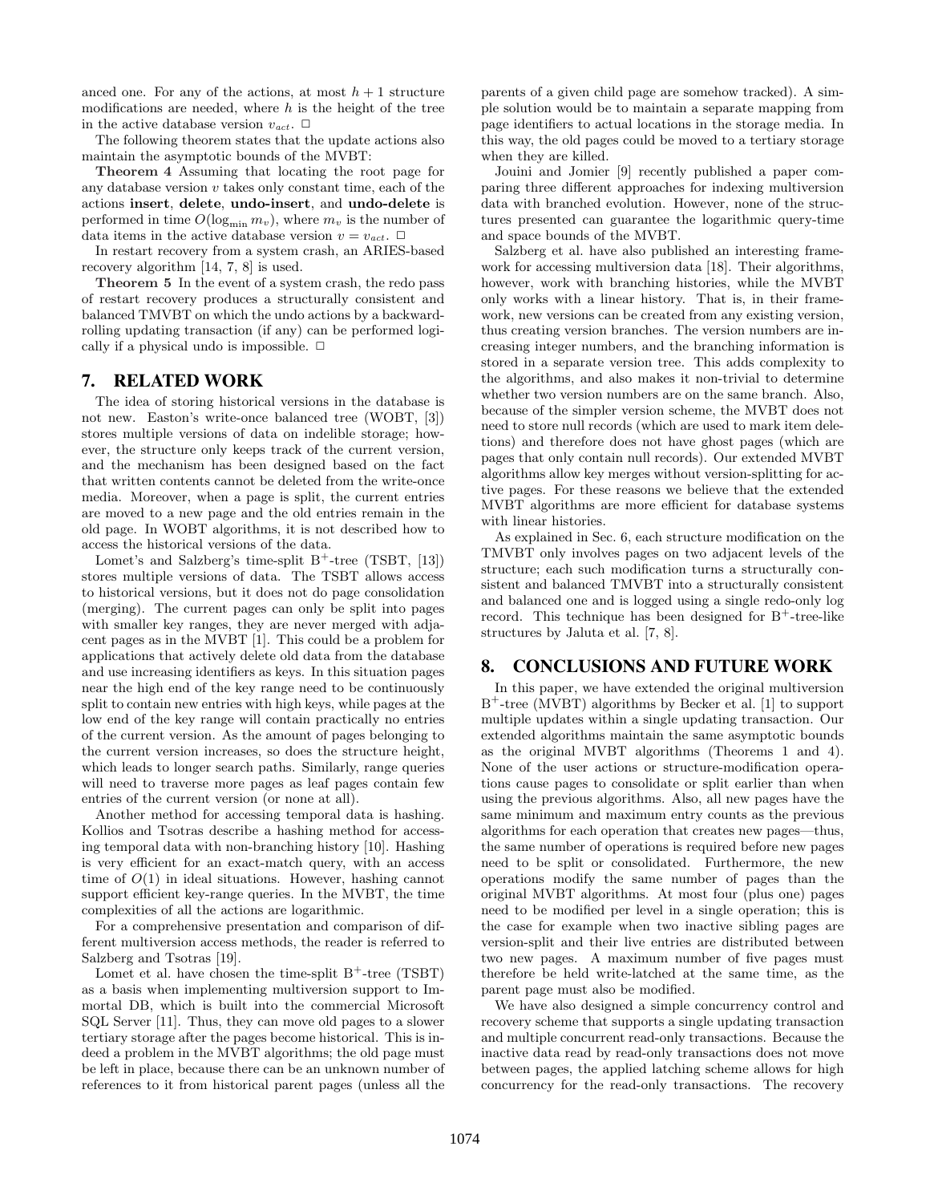anced one. For any of the actions, at most $h + 1$ structure modifications are needed, where $h$ is the height of the tree in the active database version $v_{act}$. □

The following theorem states that the update actions also maintain the asymptotic bounds of the MVBT:

**Theorem 4** Assuming that locating the root page for any database version $v$ takes only constant time, each of the actions **insert**, **delete**, **undo-insert**, and **undo-delete** is performed in time $O(\log_{\min} m_v)$, where $m_v$ is the number of data items in the active database version $v = v_{act}$. □

In restart recovery from a system crash, an ARIES-based recovery algorithm [14, 7, 8] is used.

**Theorem 5** In the event of a system crash, the redo pass of restart recovery produces a structurally consistent and balanced TMVBT on which the undo actions by a backward-rolling updating transaction (if any) can be performed logically if a physical undo is impossible. □

## 7. RELATED WORK

The idea of storing historical versions in the database is not new. Easton's write-once balanced tree (WOBT, [3]) stores multiple versions of data on indelible storage; however, the structure only keeps track of the current version, and the mechanism has been designed based on the fact that written contents cannot be deleted from the write-once media. Moreover, when a page is split, the current entries are moved to a new page and the old entries remain in the old page. In WOBT algorithms, it is not described how to access the historical versions of the data.

Lomet's and Salzberg's time-split B$^+$-tree (TSBT, [13]) stores multiple versions of data. The TSBT allows access to historical versions, but it does not do page consolidation (merging). The current pages can only be split into pages with smaller key ranges, they are never merged with adjacent pages as in the MVBT [1]. This could be a problem for applications that actively delete old data from the database and use increasing identifiers as keys. In this situation pages near the high end of the key range need to be continuously split to contain new entries with high keys, while pages at the low end of the key range will contain practically no entries of the current version. As the amount of pages belonging to the current version increases, so does the structure height, which leads to longer search paths. Similarly, range queries will need to traverse more pages as leaf pages contain few entries of the current version (or none at all).

Another method for accessing temporal data is hashing. Kollios and Tsotras describe a hashing method for accessing temporal data with non-branching history [10]. Hashing is very efficient for an exact-match query, with an access time of $O(1)$ in ideal situations. However, hashing cannot support efficient key-range queries. In the MVBT, the time complexities of all the actions are logarithmic.

For a comprehensive presentation and comparison of different multiversion access methods, the reader is referred to Salzberg and Tsotras [19].

Lomet et al. have chosen the time-split B$^+$-tree (TSBT) as a basis when implementing multiversion support to Immortal DB, which is built into the commercial Microsoft SQL Server [11]. Thus, they can move old pages to a slower tertiary storage after the pages become historical. This is indeed a problem in the MVBT algorithms; the old page must be left in place, because there can be an unknown number of references to it from historical parent pages (unless all the parents of a given child page are somehow tracked). A simple solution would be to maintain a separate mapping from page identifiers to actual locations in the storage media. In this way, the old pages could be moved to a tertiary storage when they are killed.

Jouini and Jomier [9] recently published a paper comparing three different approaches for indexing multiversion data with branched evolution. However, none of the structures presented can guarantee the logarithmic query-time and space bounds of the MVBT.

Salzberg et al. have also published an interesting framework for accessing multiversion data [18]. Their algorithms, however, work with branching histories, while the MVBT only works with a linear history. That is, in their framework, new versions can be created from any existing version, thus creating version branches. The version numbers are increasing integer numbers, and the branching information is stored in a separate version tree. This adds complexity to the algorithms, and also makes it non-trivial to determine whether two version numbers are on the same branch. Also, because of the simpler version scheme, the MVBT does not need to store null records (which are used to mark item deletions) and therefore does not have ghost pages (which are pages that only contain null records). Our extended MVBT algorithms allow key merges without version-splitting for active pages. For these reasons we believe that the extended MVBT algorithms are more efficient for database systems with linear histories.

As explained in Sec. 6, each structure modification on the TMVBT only involves pages on two adjacent levels of the structure; each such modification turns a structurally consistent and balanced TMVBT into a structurally consistent and balanced one and is logged using a single redo-only log record. This technique has been designed for B$^+$-tree-like structures by Jaluta et al. [7, 8].

## 8. CONCLUSIONS AND FUTURE WORK

In this paper, we have extended the original multiversion B$^+$-tree (MVBT) algorithms by Becker et al. [1] to support multiple updates within a single updating transaction. Our extended algorithms maintain the same asymptotic bounds as the original MVBT algorithms (Theorems 1 and 4). None of the user actions or structure-modification operations cause pages to consolidate or split earlier than when using the previous algorithms. Also, all new pages have the same minimum and maximum entry counts as the previous algorithms for each operation that creates new pages—thus, the same number of operations is required before new pages need to be split or consolidated. Furthermore, the new operations modify the same number of pages than the original MVBT algorithms. At most four (plus one) pages need to be modified per level in a single operation; this is the case for example when two inactive sibling pages are version-split and their live entries are distributed between two new pages. A maximum number of five pages must therefore be held write-latched at the same time, as the parent page must also be modified.

We have also designed a simple concurrency control and recovery scheme that supports a single updating transaction and multiple concurrent read-only transactions. Because the inactive data read by read-only transactions does not move between pages, the applied latching scheme allows for high concurrency for the read-only transactions. The recovery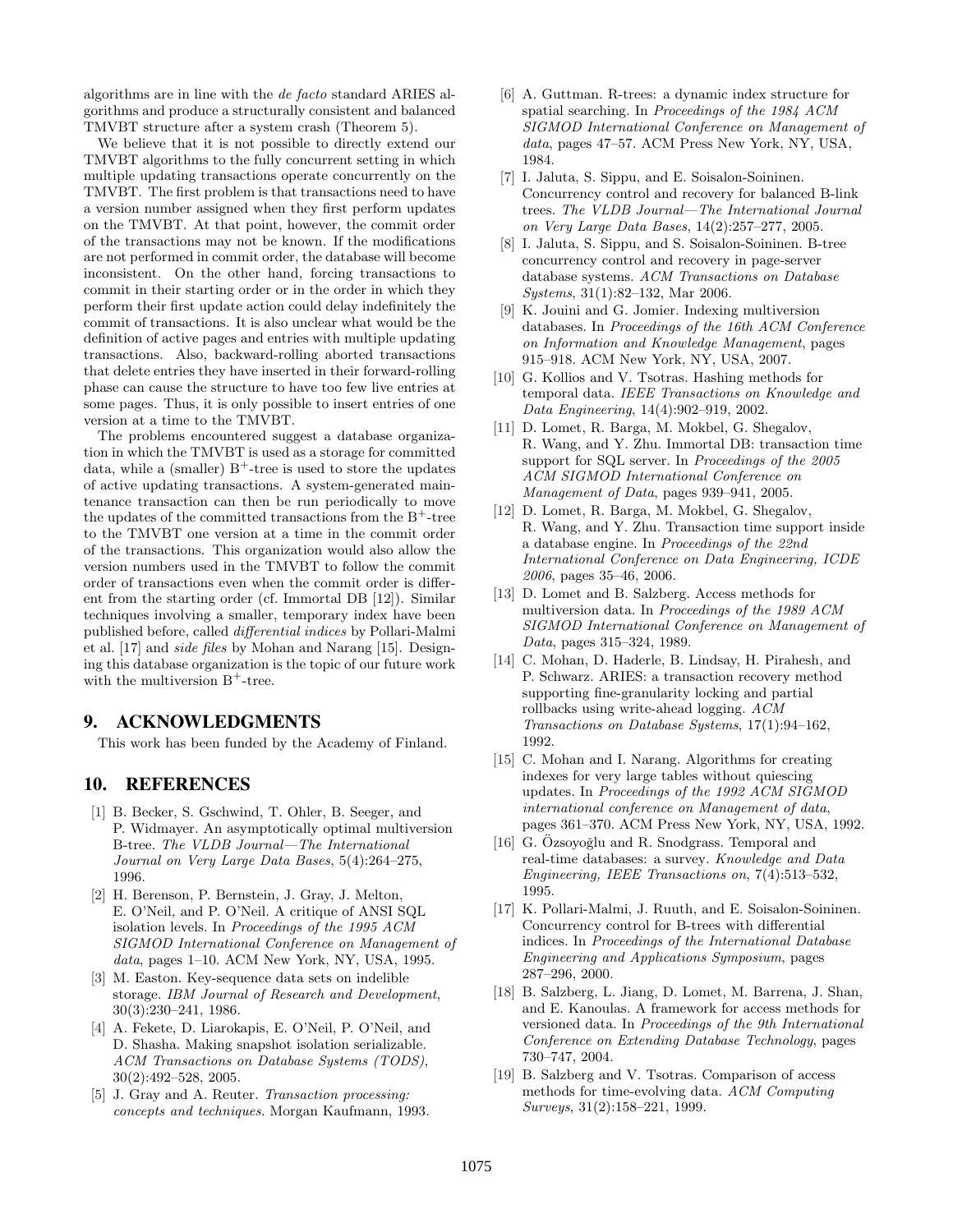algorithms are in line with the *de facto* standard ARIES algorithms and produce a structurally consistent and balanced TMVBT structure after a system crash (Theorem 5).

We believe that it is not possible to directly extend our TMVBT algorithms to the fully concurrent setting in which multiple updating transactions operate concurrently on the TMVBT. The first problem is that transactions need to have a version number assigned when they first perform updates on the TMVBT. At that point, however, the commit order of the transactions may not be known. If the modifications are not performed in commit order, the database will become inconsistent. On the other hand, forcing transactions to commit in their starting order or in the order in which they perform their first update action could delay indefinitely the commit of transactions. It is also unclear what would be the definition of active pages and entries with multiple updating transactions. Also, backward-rolling aborted transactions that delete entries they have inserted in their forward-rolling phase can cause the structure to have too few live entries at some pages. Thus, it is only possible to insert entries of one version at a time to the TMVBT.

The problems encountered suggest a database organization in which the TMVBT is used as a storage for committed data, while a (smaller) $B^+$-tree is used to store the updates of active updating transactions. A system-generated maintenance transaction can then be run periodically to move the updates of the committed transactions from the $B^+$-tree to the TMVBT one version at a time in the commit order of the transactions. This organization would also allow the version numbers used in the TMVBT to follow the commit order of transactions even when the commit order is different from the starting order (cf. Immortal DB [12]). Similar techniques involving a smaller, temporary index have been published before, called *differential indices* by Pollari-Malmi et al. [17] and *side files* by Mohan and Narang [15]. Designing this database organization is the topic of our future work with the multiversion $B^+$-tree.

## 9. ACKNOWLEDGMENTS

This work has been funded by the Academy of Finland.

## 10. REFERENCES

[1] B. Becker, S. Gschwind, T. Ohler, B. Seeger, and P. Widmayer. An asymptotically optimal multiversion B-tree. *The VLDB Journal—The International Journal on Very Large Data Bases*, 5(4):264–275, 1996.

[2] H. Berenson, P. Bernstein, J. Gray, J. Melton, E. O'Neil, and P. O'Neil. A critique of ANSI SQL isolation levels. In *Proceedings of the 1995 ACM SIGMOD International Conference on Management of data*, pages 1–10. ACM New York, NY, USA, 1995.

[3] M. Easton. Key-sequence data sets on indelible storage. *IBM Journal of Research and Development*, 30(3):230–241, 1986.

[4] A. Fekete, D. Liarokapis, E. O'Neil, P. O'Neil, and D. Shasha. Making snapshot isolation serializable. *ACM Transactions on Database Systems (TODS)*, 30(2):492–528, 2005.

[5] J. Gray and A. Reuter. *Transaction processing: concepts and techniques*. Morgan Kaufmann, 1993.

[6] A. Guttman. R-trees: a dynamic index structure for spatial searching. In *Proceedings of the 1984 ACM SIGMOD International Conference on Management of data*, pages 47–57. ACM Press New York, NY, USA, 1984.

[7] I. Jaluta, S. Sippu, and E. Soisalon-Soininen. Concurrency control and recovery for balanced B-link trees. *The VLDB Journal—The International Journal on Very Large Data Bases*, 14(2):257–277, 2005.

[8] I. Jaluta, S. Sippu, and S. Soisalon-Soininen. B-tree concurrency control and recovery in page-server database systems. *ACM Transactions on Database Systems*, 31(1):82–132, Mar 2006.

[9] K. Jouini and G. Jomier. Indexing multiversion databases. In *Proceedings of the 16th ACM Conference on Information and Knowledge Management*, pages 915–918. ACM New York, NY, USA, 2007.

[10] G. Kollios and V. Tsotras. Hashing methods for temporal data. *IEEE Transactions on Knowledge and Data Engineering*, 14(4):902–919, 2002.

[11] D. Lomet, R. Barga, M. Mokbel, G. Shegalov, R. Wang, and Y. Zhu. Immortal DB: transaction time support for SQL server. In *Proceedings of the 2005 ACM SIGMOD International Conference on Management of Data*, pages 939–941, 2005.

[12] D. Lomet, R. Barga, M. Mokbel, G. Shegalov, R. Wang, and Y. Zhu. Transaction time support inside a database engine. In *Proceedings of the 22nd International Conference on Data Engineering, ICDE 2006*, pages 35–46, 2006.

[13] D. Lomet and B. Salzberg. Access methods for multiversion data. In *Proceedings of the 1989 ACM SIGMOD International Conference on Management of Data*, pages 315–324, 1989.

[14] C. Mohan, D. Haderle, B. Lindsay, H. Pirahesh, and P. Schwarz. ARIES: a transaction recovery method supporting fine-granularity locking and partial rollbacks using write-ahead logging. *ACM Transactions on Database Systems*, 17(1):94–162, 1992.

[15] C. Mohan and I. Narang. Algorithms for creating indexes for very large tables without quiescing updates. In *Proceedings of the 1992 ACM SIGMOD international conference on Management of data*, pages 361–370. ACM Press New York, NY, USA, 1992.

[16] G. Özsoyoğlu and R. Snodgrass. Temporal and real-time databases: a survey. *Knowledge and Data Engineering, IEEE Transactions on*, 7(4):513–532, 1995.

[17] K. Pollari-Malmi, J. Ruuth, and E. Soisalon-Soininen. Concurrency control for B-trees with differential indices. In *Proceedings of the International Database Engineering and Applications Symposium*, pages 287–296, 2000.

[18] B. Salzberg, L. Jiang, D. Lomet, M. Barrena, J. Shan, and E. Kanoulas. A framework for access methods for versioned data. In *Proceedings of the 9th International Conference on Extending Database Technology*, pages 730–747, 2004.

[19] B. Salzberg and V. Tsotras. Comparison of access methods for time-evolving data. *ACM Computing Surveys*, 31(2):158–221, 1999.